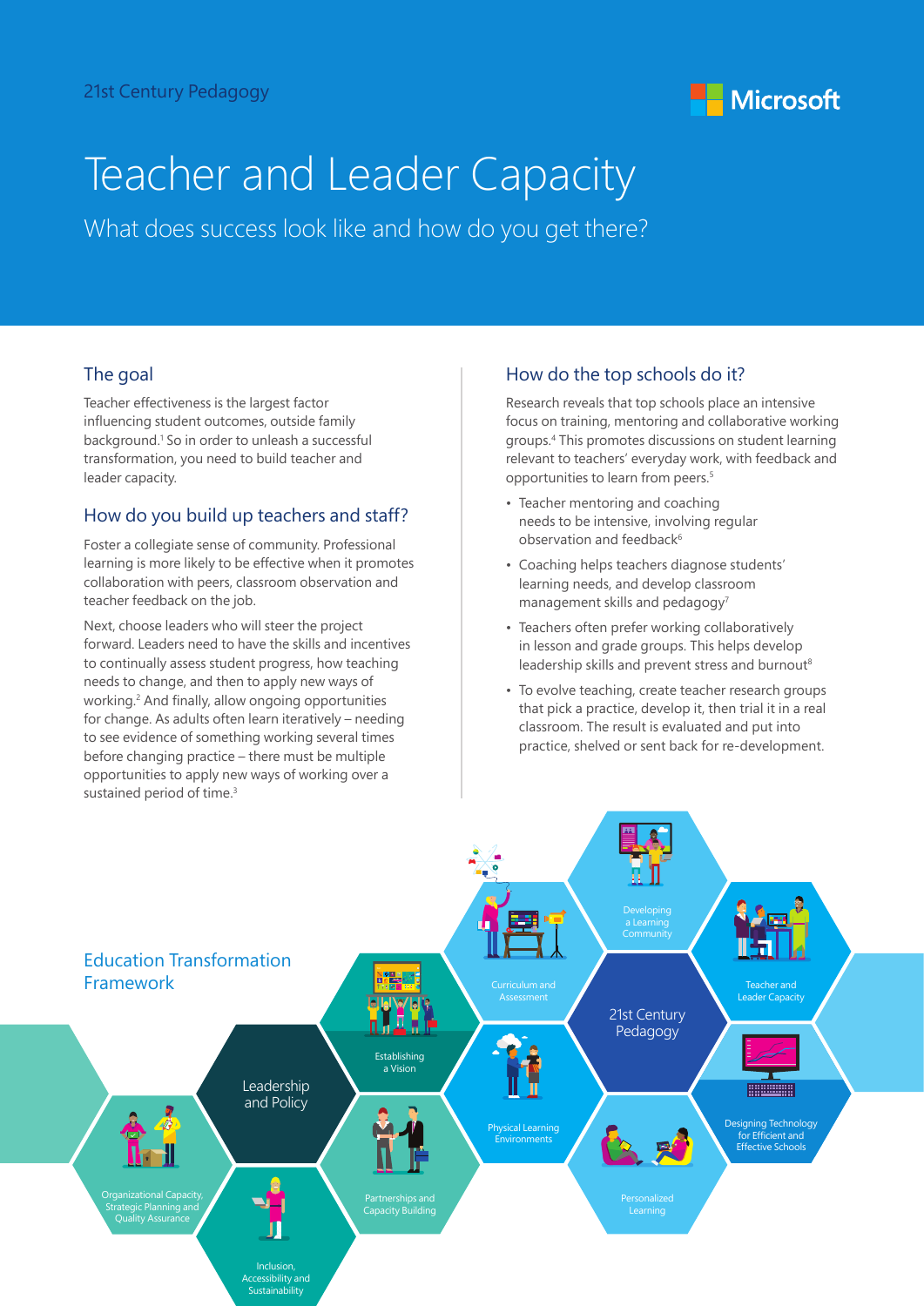21st Century Pedagogy

Microsoft

# Teacher and Leader Capacity

What does success look like and how do you get there?

## The goal

Teacher effectiveness is the largest factor influencing student outcomes, outside family background.[1] So in order to unleash a successful transformation, you need to build teacher and leader capacity.

## How do you build up teachers and staff?

Foster a collegiate sense of community. Professional learning is more likely to be effective when it promotes collaboration with peers, classroom observation and teacher feedback on the job.

Next, choose leaders who will steer the project forward. Leaders need to have the skills and incentives to continually assess student progress, how teaching needs to change, and then to apply new ways of working.[2] And finally, allow ongoing opportunities for change. As adults often learn iteratively – needing to see evidence of something working several times before changing practice – there must be multiple opportunities to apply new ways of working over a sustained period of time.[3]

## How do the top schools do it?

Research reveals that top schools place an intensive focus on training, mentoring and collaborative working groups.[4] This promotes discussions on student learning relevant to teachers' everyday work, with feedback and opportunities to learn from peers.[5]

- Teacher mentoring and coaching needs to be intensive, involving regular observation and feedback[6]
- Coaching helps teachers diagnose students' learning needs, and develop classroom management skills and pedagogy[7]
- Teachers often prefer working collaboratively in lesson and grade groups. This helps develop leadership skills and prevent stress and burnout[8]
- To evolve teaching, create teacher research groups that pick a practice, develop it, then trial it in a real classroom. The result is evaluated and put into practice, shelved or sent back for re-development.

## Education Transformation Framework

- Leadership and Policy
- Establishing a Vision
- Organizational Capacity, Strategic Planning and Quality Assurance
- Partnerships and Capacity Building
- Inclusion, Accessibility and Sustainability
- 21st Century Pedagogy
- Curriculum and Assessment
- Developing a Learning Community
- Teacher and Leader Capacity
- Physical Learning Environments
- Personalized Learning
- Designing Technology for Efficient and Effective Schools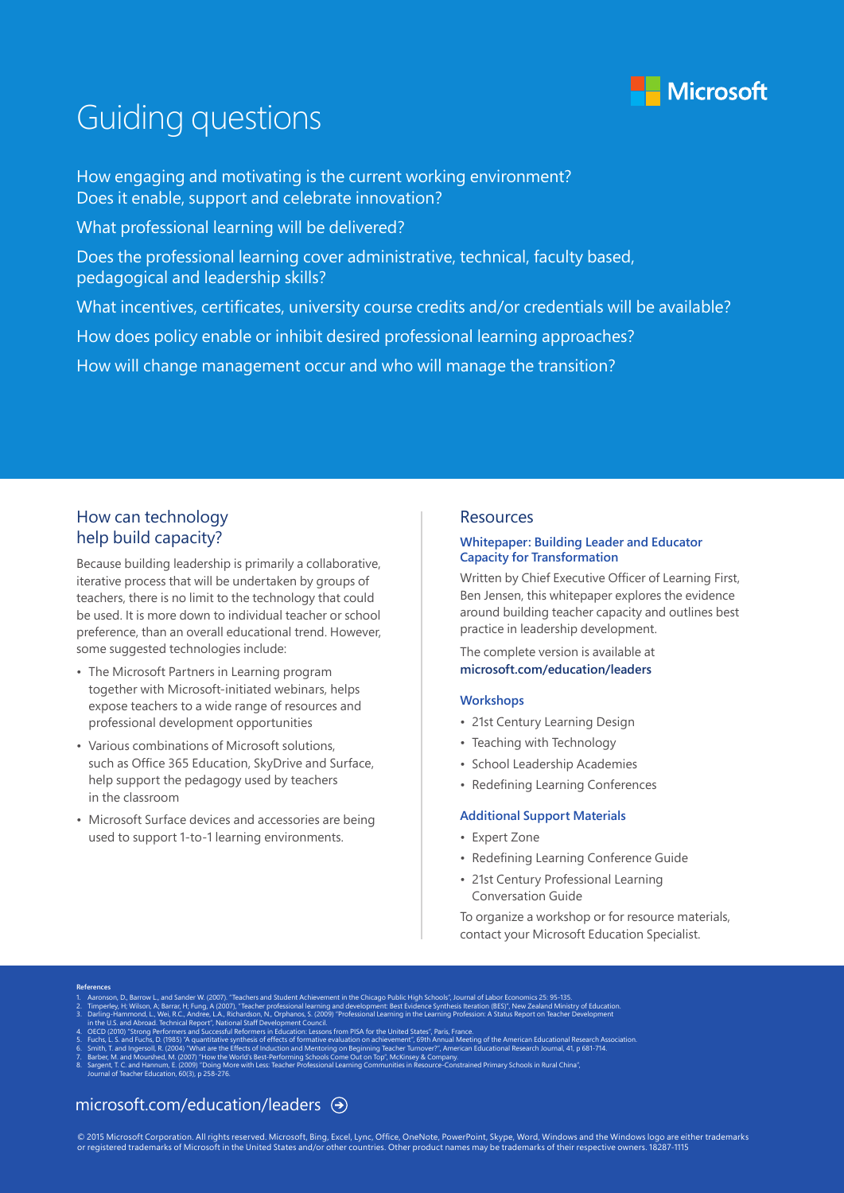Microsoft

# Guiding questions

How engaging and motivating is the current working environment? Does it enable, support and celebrate innovation?

What professional learning will be delivered?

Does the professional learning cover administrative, technical, faculty based, pedagogical and leadership skills?

What incentives, certificates, university course credits and/or credentials will be available?

How does policy enable or inhibit desired professional learning approaches?

How will change management occur and who will manage the transition?

## How can technology help build capacity?

Because building leadership is primarily a collaborative, iterative process that will be undertaken by groups of teachers, there is no limit to the technology that could be used. It is more down to individual teacher or school preference, than an overall educational trend. However, some suggested technologies include:

- The Microsoft Partners in Learning program together with Microsoft-initiated webinars, helps expose teachers to a wide range of resources and professional development opportunities
- Various combinations of Microsoft solutions, such as Office 365 Education, SkyDrive and Surface, help support the pedagogy used by teachers in the classroom
- Microsoft Surface devices and accessories are being used to support 1-to-1 learning environments.

## Resources

### Whitepaper: Building Leader and Educator Capacity for Transformation

Written by Chief Executive Officer of Learning First, Ben Jensen, this whitepaper explores the evidence around building teacher capacity and outlines best practice in leadership development.

The complete version is available at **microsoft.com/education/leaders**

### Workshops

- 21st Century Learning Design
- Teaching with Technology
- School Leadership Academies
- Redefining Learning Conferences

### Additional Support Materials

- Expert Zone
- Redefining Learning Conference Guide
- 21st Century Professional Learning Conversation Guide

To organize a workshop or for resource materials, contact your Microsoft Education Specialist.

**References**

1. Aaronson, D., Barrow L., and Sander W. (2007). "Teachers and Student Achievement in the Chicago Public High Schools", Journal of Labor Economics 25: 95-135.
2. Timperley, H; Wilson, A; Barrar, H; Fung, A (2007), "Teacher professional learning and development: Best Evidence Synthesis Iteration (BES)", New Zealand Ministry of Education.
3. Darling-Hammond, L., Wei, R.C., Andree, L.A., Richardson, N., Orphanos, S. (2009) "Professional Learning in the Learning Profession: A Status Report on Teacher Development in the U.S. and Abroad. Technical Report", National Staff Development Council.
4. OECD (2010) "Strong Performers and Successful Reformers in Education: Lessons from PISA for the United States", Paris, France.
5. Fuchs, L. S. and Fuchs, D. (1985) "A quantitative synthesis of effects of formative evaluation on achievement", 69th Annual Meeting of the American Educational Research Association.
6. Smith, T. and Ingersoll, R. (2004) "What are the Effects of Induction and Mentoring on Beginning Teacher Turnover?", American Educational Research Journal, 41, p 681-714.
7. Barber, M. and Mourshed, M. (2007) "How the World's Best-Performing Schools Come Out on Top", McKinsey & Company.
8. Sargent, T. C. and Hannum, E. (2009) "Doing More with Less: Teacher Professional Learning Communities in Resource-Constrained Primary Schools in Rural China", Journal of Teacher Education, 60(3), p 258-276.

microsoft.com/education/leaders

© 2015 Microsoft Corporation. All rights reserved. Microsoft, Bing, Excel, Lync, Office, OneNote, PowerPoint, Skype, Word, Windows and the Windows logo are either trademarks or registered trademarks of Microsoft in the United States and/or other countries. Other product names may be trademarks of their respective owners. 18287-1115